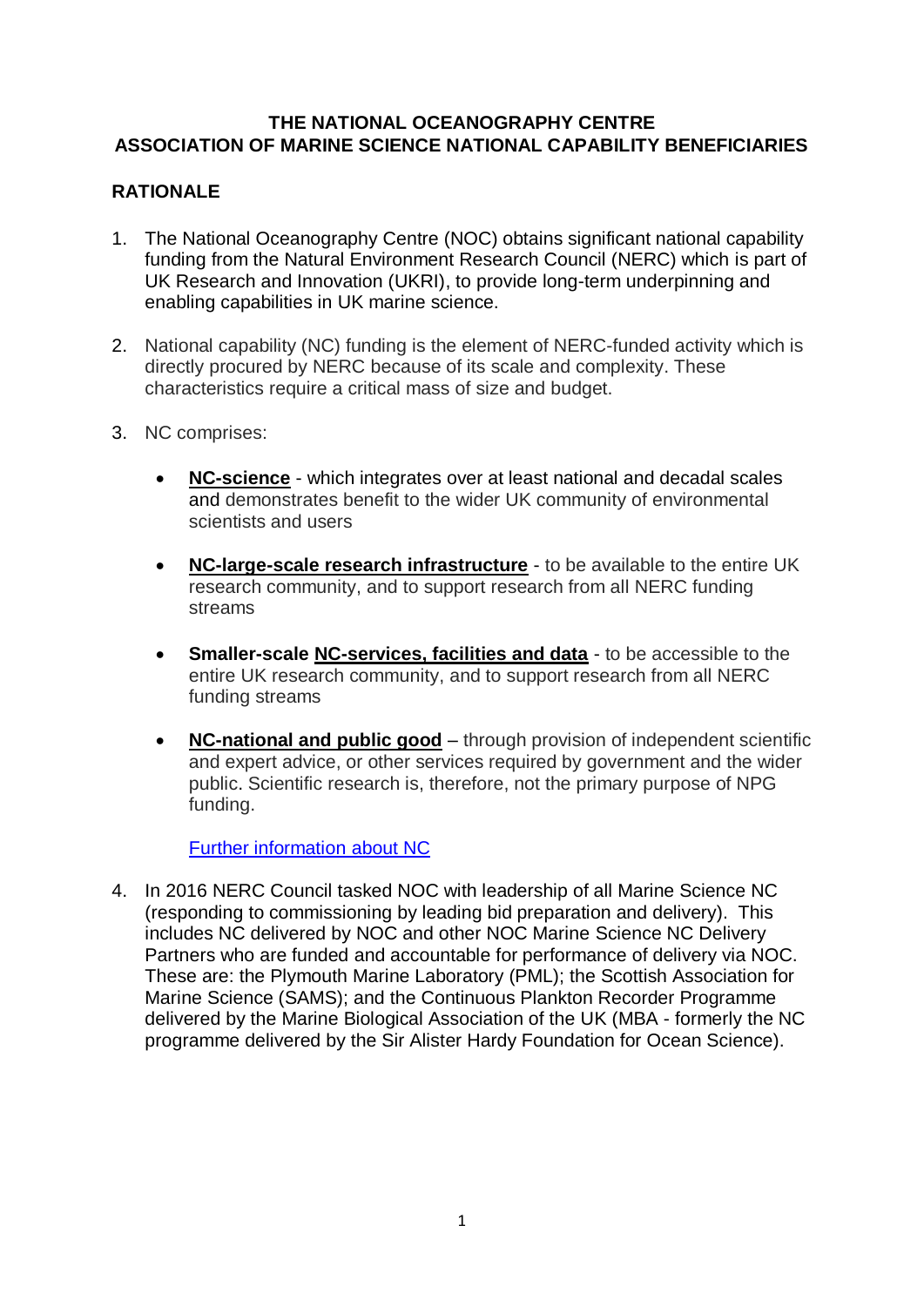# THE NATIONAL OCEANOGRAPHY CENTRE
# ASSOCIATION OF MARINE SCIENCE NATIONAL CAPABILITY BENEFICIARIES

## RATIONALE

1. The National Oceanography Centre (NOC) obtains significant national capability funding from the Natural Environment Research Council (NERC) which is part of UK Research and Innovation (UKRI), to provide long-term underpinning and enabling capabilities in UK marine science.

2. National capability (NC) funding is the element of NERC-funded activity which is directly procured by NERC because of its scale and complexity. These characteristics require a critical mass of size and budget.

3. NC comprises:

   - **NC-science** - which integrates over at least national and decadal scales and demonstrates benefit to the wider UK community of environmental scientists and users

   - **NC-large-scale research infrastructure** - to be available to the entire UK research community, and to support research from all NERC funding streams

   - **Smaller-scale NC-services, facilities and data** - to be accessible to the entire UK research community, and to support research from all NERC funding streams

   - **NC-national and public good** – through provision of independent scientific and expert advice, or other services required by government and the wider public. Scientific research is, therefore, not the primary purpose of NPG funding.

   Further information about NC

4. In 2016 NERC Council tasked NOC with leadership of all Marine Science NC (responding to commissioning by leading bid preparation and delivery). This includes NC delivered by NOC and other NOC Marine Science NC Delivery Partners who are funded and accountable for performance of delivery via NOC. These are: the Plymouth Marine Laboratory (PML); the Scottish Association for Marine Science (SAMS); and the Continuous Plankton Recorder Programme delivered by the Marine Biological Association of the UK (MBA - formerly the NC programme delivered by the Sir Alister Hardy Foundation for Ocean Science).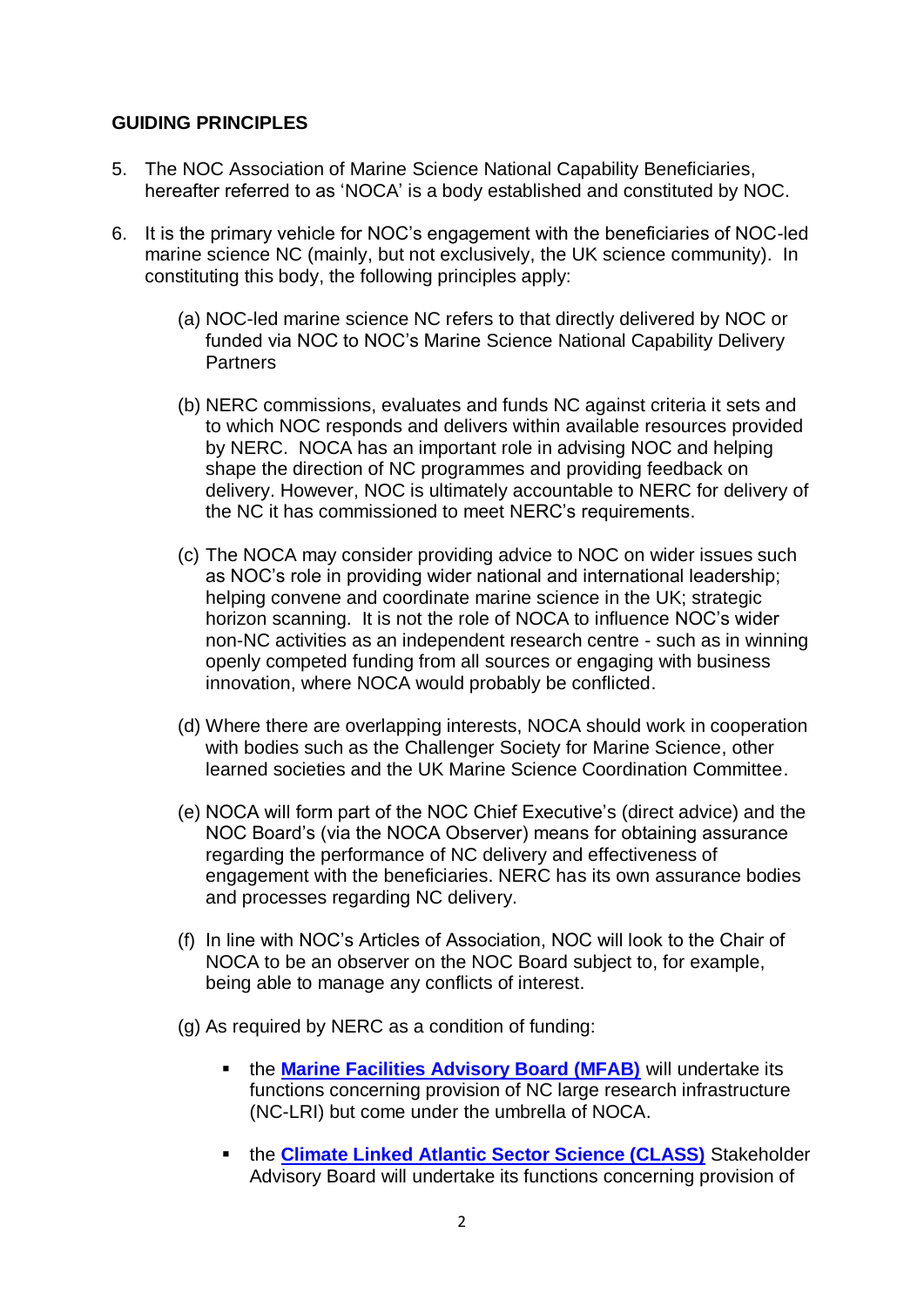**GUIDING PRINCIPLES**

5. The NOC Association of Marine Science National Capability Beneficiaries, hereafter referred to as 'NOCA' is a body established and constituted by NOC.

6. It is the primary vehicle for NOC's engagement with the beneficiaries of NOC-led marine science NC (mainly, but not exclusively, the UK science community). In constituting this body, the following principles apply:

   (a) NOC-led marine science NC refers to that directly delivered by NOC or funded via NOC to NOC's Marine Science National Capability Delivery Partners

   (b) NERC commissions, evaluates and funds NC against criteria it sets and to which NOC responds and delivers within available resources provided by NERC. NOCA has an important role in advising NOC and helping shape the direction of NC programmes and providing feedback on delivery. However, NOC is ultimately accountable to NERC for delivery of the NC it has commissioned to meet NERC's requirements.

   (c) The NOCA may consider providing advice to NOC on wider issues such as NOC's role in providing wider national and international leadership; helping convene and coordinate marine science in the UK; strategic horizon scanning. It is not the role of NOCA to influence NOC's wider non-NC activities as an independent research centre - such as in winning openly competed funding from all sources or engaging with business innovation, where NOCA would probably be conflicted.

   (d) Where there are overlapping interests, NOCA should work in cooperation with bodies such as the Challenger Society for Marine Science, other learned societies and the UK Marine Science Coordination Committee.

   (e) NOCA will form part of the NOC Chief Executive's (direct advice) and the NOC Board's (via the NOCA Observer) means for obtaining assurance regarding the performance of NC delivery and effectiveness of engagement with the beneficiaries. NERC has its own assurance bodies and processes regarding NC delivery.

   (f) In line with NOC's Articles of Association, NOC will look to the Chair of NOCA to be an observer on the NOC Board subject to, for example, being able to manage any conflicts of interest.

   (g) As required by NERC as a condition of funding:

      - the **Marine Facilities Advisory Board (MFAB)** will undertake its functions concerning provision of NC large research infrastructure (NC-LRI) but come under the umbrella of NOCA.

      - the **Climate Linked Atlantic Sector Science (CLASS)** Stakeholder Advisory Board will undertake its functions concerning provision of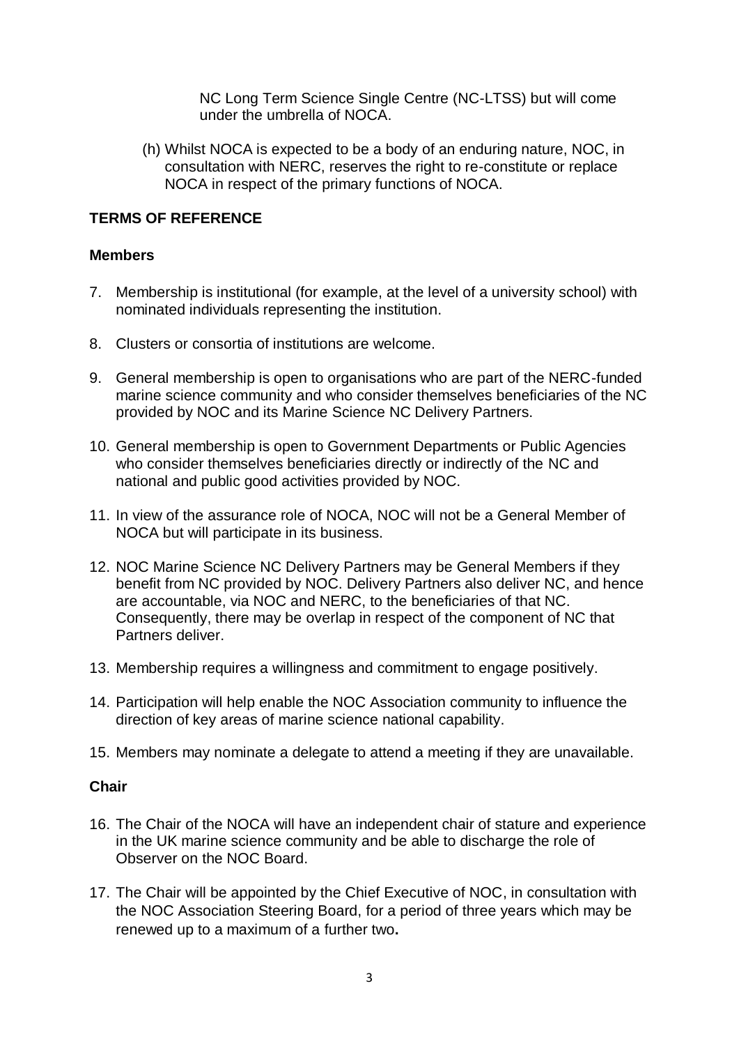NC Long Term Science Single Centre (NC-LTSS) but will come under the umbrella of NOCA.

(h) Whilst NOCA is expected to be a body of an enduring nature, NOC, in consultation with NERC, reserves the right to re-constitute or replace NOCA in respect of the primary functions of NOCA.

## TERMS OF REFERENCE

### Members

7. Membership is institutional (for example, at the level of a university school) with nominated individuals representing the institution.

8. Clusters or consortia of institutions are welcome.

9. General membership is open to organisations who are part of the NERC-funded marine science community and who consider themselves beneficiaries of the NC provided by NOC and its Marine Science NC Delivery Partners.

10. General membership is open to Government Departments or Public Agencies who consider themselves beneficiaries directly or indirectly of the NC and national and public good activities provided by NOC.

11. In view of the assurance role of NOCA, NOC will not be a General Member of NOCA but will participate in its business.

12. NOC Marine Science NC Delivery Partners may be General Members if they benefit from NC provided by NOC. Delivery Partners also deliver NC, and hence are accountable, via NOC and NERC, to the beneficiaries of that NC. Consequently, there may be overlap in respect of the component of NC that Partners deliver.

13. Membership requires a willingness and commitment to engage positively.

14. Participation will help enable the NOC Association community to influence the direction of key areas of marine science national capability.

15. Members may nominate a delegate to attend a meeting if they are unavailable.

### Chair

16. The Chair of the NOCA will have an independent chair of stature and experience in the UK marine science community and be able to discharge the role of Observer on the NOC Board.

17. The Chair will be appointed by the Chief Executive of NOC, in consultation with the NOC Association Steering Board, for a period of three years which may be renewed up to a maximum of a further two.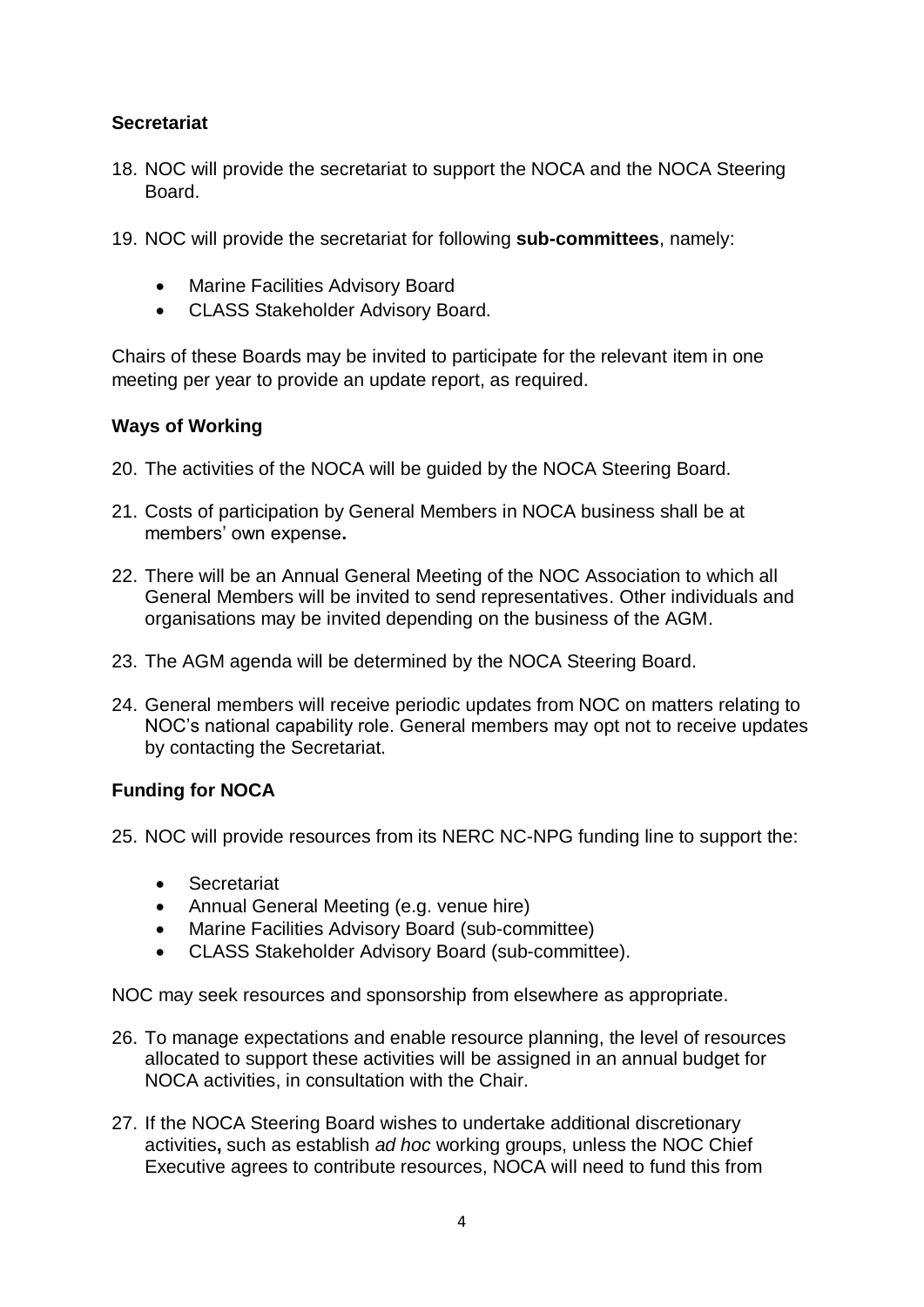**Secretariat**

18. NOC will provide the secretariat to support the NOCA and the NOCA Steering Board.

19. NOC will provide the secretariat for following **sub-committees**, namely:

    - Marine Facilities Advisory Board
    - CLASS Stakeholder Advisory Board.

Chairs of these Boards may be invited to participate for the relevant item in one meeting per year to provide an update report, as required.

**Ways of Working**

20. The activities of the NOCA will be guided by the NOCA Steering Board.

21. Costs of participation by General Members in NOCA business shall be at members' own expense**.**

22. There will be an Annual General Meeting of the NOC Association to which all General Members will be invited to send representatives. Other individuals and organisations may be invited depending on the business of the AGM.

23. The AGM agenda will be determined by the NOCA Steering Board.

24. General members will receive periodic updates from NOC on matters relating to NOC's national capability role. General members may opt not to receive updates by contacting the Secretariat.

**Funding for NOCA**

25. NOC will provide resources from its NERC NC-NPG funding line to support the:

    - Secretariat
    - Annual General Meeting (e.g. venue hire)
    - Marine Facilities Advisory Board (sub-committee)
    - CLASS Stakeholder Advisory Board (sub-committee).

NOC may seek resources and sponsorship from elsewhere as appropriate.

26. To manage expectations and enable resource planning, the level of resources allocated to support these activities will be assigned in an annual budget for NOCA activities, in consultation with the Chair.

27. If the NOCA Steering Board wishes to undertake additional discretionary activities**,** such as establish *ad hoc* working groups, unless the NOC Chief Executive agrees to contribute resources, NOCA will need to fund this from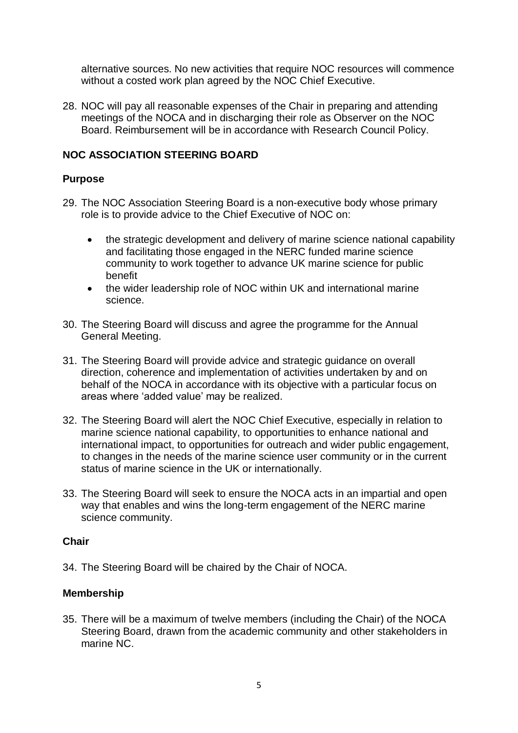alternative sources. No new activities that require NOC resources will commence without a costed work plan agreed by the NOC Chief Executive.

28. NOC will pay all reasonable expenses of the Chair in preparing and attending meetings of the NOCA and in discharging their role as Observer on the NOC Board. Reimbursement will be in accordance with Research Council Policy.

## NOC ASSOCIATION STEERING BOARD

### Purpose

29. The NOC Association Steering Board is a non-executive body whose primary role is to provide advice to the Chief Executive of NOC on:
    - the strategic development and delivery of marine science national capability and facilitating those engaged in the NERC funded marine science community to work together to advance UK marine science for public benefit
    - the wider leadership role of NOC within UK and international marine science.

30. The Steering Board will discuss and agree the programme for the Annual General Meeting.

31. The Steering Board will provide advice and strategic guidance on overall direction, coherence and implementation of activities undertaken by and on behalf of the NOCA in accordance with its objective with a particular focus on areas where 'added value' may be realized.

32. The Steering Board will alert the NOC Chief Executive, especially in relation to marine science national capability, to opportunities to enhance national and international impact, to opportunities for outreach and wider public engagement, to changes in the needs of the marine science user community or in the current status of marine science in the UK or internationally.

33. The Steering Board will seek to ensure the NOCA acts in an impartial and open way that enables and wins the long-term engagement of the NERC marine science community.

### Chair

34. The Steering Board will be chaired by the Chair of NOCA.

### Membership

35. There will be a maximum of twelve members (including the Chair) of the NOCA Steering Board, drawn from the academic community and other stakeholders in marine NC.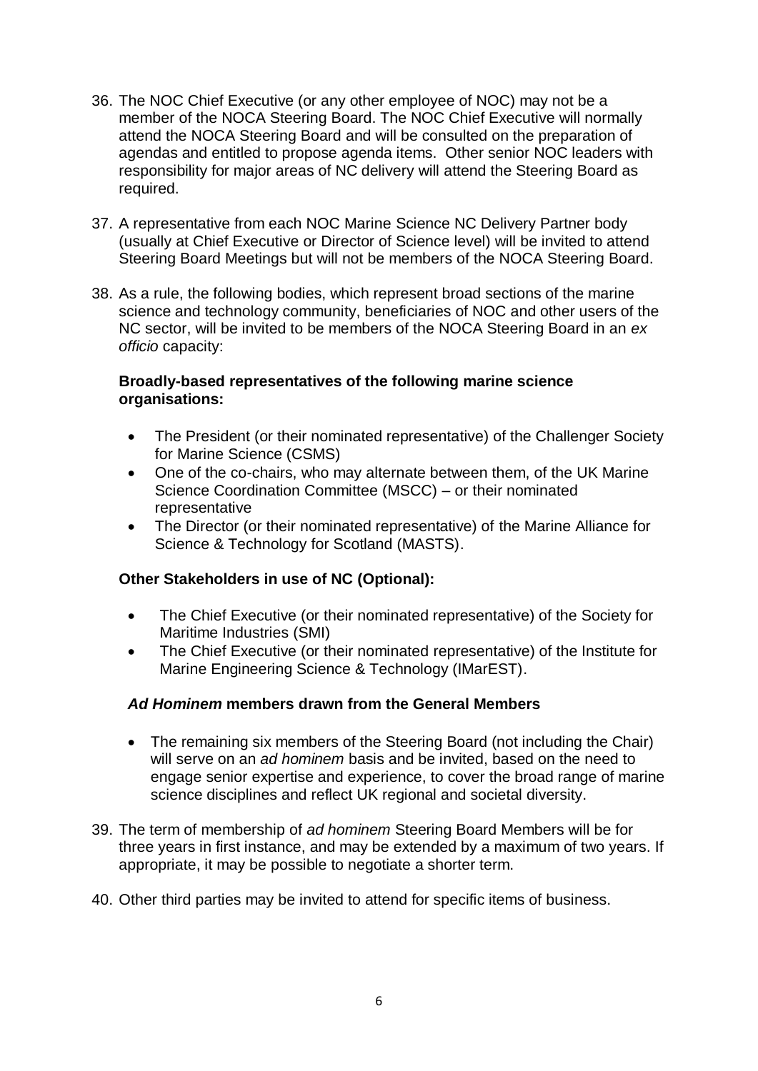36. The NOC Chief Executive (or any other employee of NOC) may not be a member of the NOCA Steering Board. The NOC Chief Executive will normally attend the NOCA Steering Board and will be consulted on the preparation of agendas and entitled to propose agenda items. Other senior NOC leaders with responsibility for major areas of NC delivery will attend the Steering Board as required.

37. A representative from each NOC Marine Science NC Delivery Partner body (usually at Chief Executive or Director of Science level) will be invited to attend Steering Board Meetings but will not be members of the NOCA Steering Board.

38. As a rule, the following bodies, which represent broad sections of the marine science and technology community, beneficiaries of NOC and other users of the NC sector, will be invited to be members of the NOCA Steering Board in an *ex officio* capacity:

    **Broadly-based representatives of the following marine science organisations:**

    - The President (or their nominated representative) of the Challenger Society for Marine Science (CSMS)
    - One of the co-chairs, who may alternate between them, of the UK Marine Science Coordination Committee (MSCC) – or their nominated representative
    - The Director (or their nominated representative) of the Marine Alliance for Science & Technology for Scotland (MASTS).

    **Other Stakeholders in use of NC (Optional):**

    - The Chief Executive (or their nominated representative) of the Society for Maritime Industries (SMI)
    - The Chief Executive (or their nominated representative) of the Institute for Marine Engineering Science & Technology (IMarEST).

    ***Ad Hominem*** **members drawn from the General Members**

    - The remaining six members of the Steering Board (not including the Chair) will serve on an *ad hominem* basis and be invited, based on the need to engage senior expertise and experience, to cover the broad range of marine science disciplines and reflect UK regional and societal diversity.

39. The term of membership of *ad hominem* Steering Board Members will be for three years in first instance, and may be extended by a maximum of two years. If appropriate, it may be possible to negotiate a shorter term.

40. Other third parties may be invited to attend for specific items of business.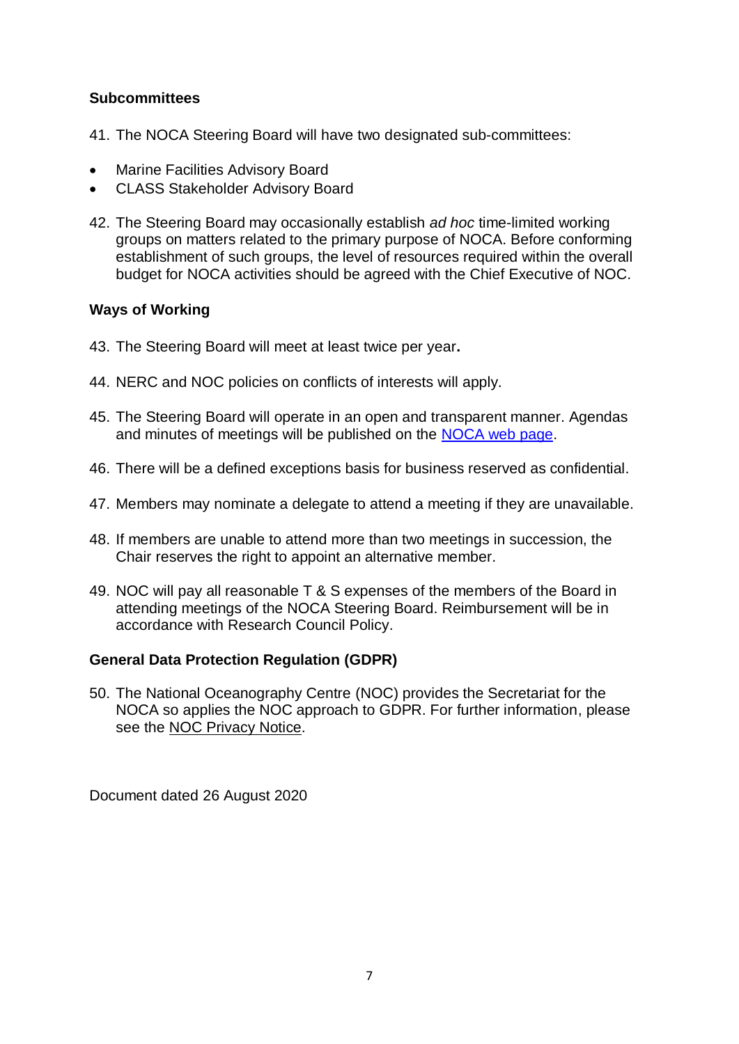## Subcommittees

41. The NOCA Steering Board will have two designated sub-committees:

- Marine Facilities Advisory Board
- CLASS Stakeholder Advisory Board

42. The Steering Board may occasionally establish *ad hoc* time-limited working groups on matters related to the primary purpose of NOCA. Before conforming establishment of such groups, the level of resources required within the overall budget for NOCA activities should be agreed with the Chief Executive of NOC.

## Ways of Working

43. The Steering Board will meet at least twice per year.

44. NERC and NOC policies on conflicts of interests will apply.

45. The Steering Board will operate in an open and transparent manner. Agendas and minutes of meetings will be published on the NOCA web page.

46. There will be a defined exceptions basis for business reserved as confidential.

47. Members may nominate a delegate to attend a meeting if they are unavailable.

48. If members are unable to attend more than two meetings in succession, the Chair reserves the right to appoint an alternative member.

49. NOC will pay all reasonable T & S expenses of the members of the Board in attending meetings of the NOCA Steering Board. Reimbursement will be in accordance with Research Council Policy.

## General Data Protection Regulation (GDPR)

50. The National Oceanography Centre (NOC) provides the Secretariat for the NOCA so applies the NOC approach to GDPR. For further information, please see the NOC Privacy Notice.

Document dated 26 August 2020